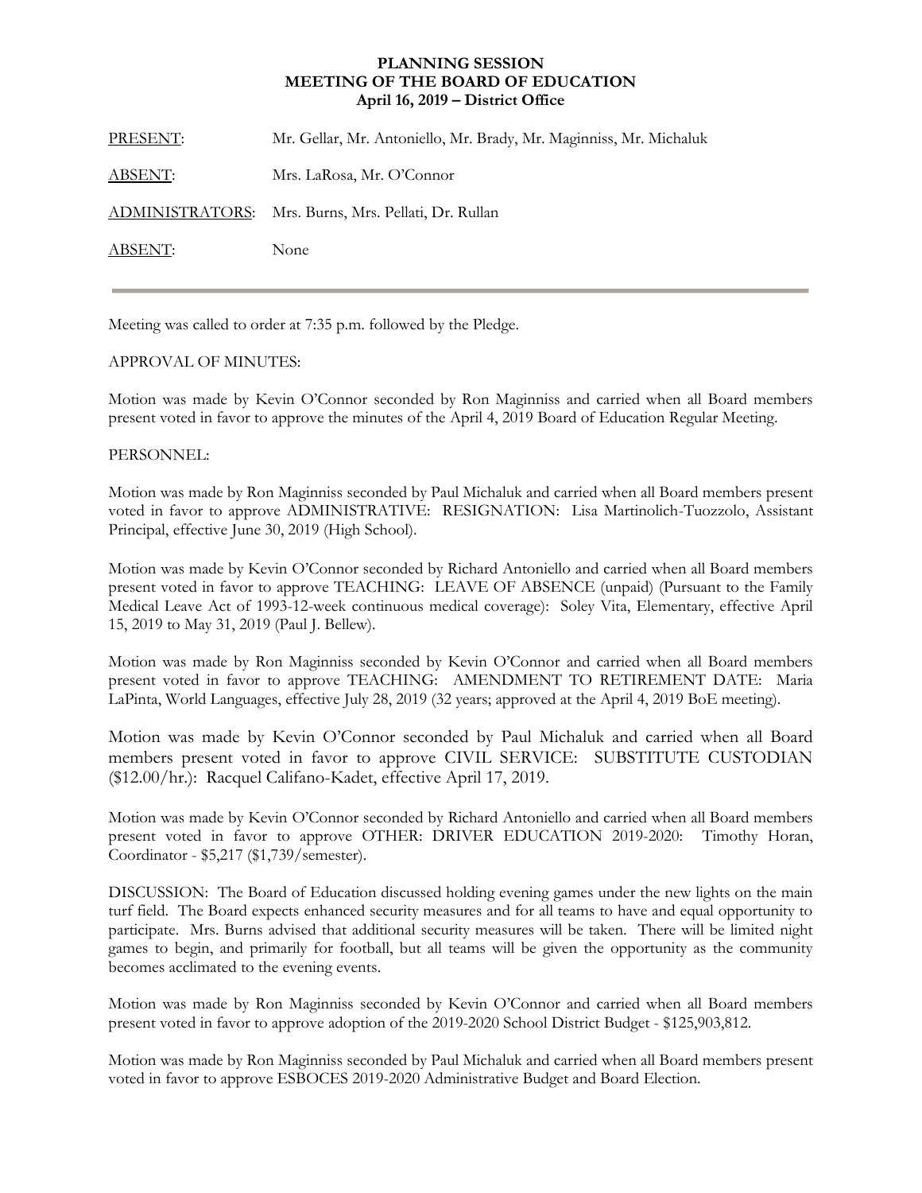# PLANNING SESSION
# MEETING OF THE BOARD OF EDUCATION
**April 16, 2019 – District Office**

| | |
|---|---|
| PRESENT: | Mr. Gellar, Mr. Antoniello, Mr. Brady, Mr. Maginniss, Mr. Michaluk |
| ABSENT: | Mrs. LaRosa, Mr. O'Connor |
| ADMINISTRATORS: | Mrs. Burns, Mrs. Pellati, Dr. Rullan |
| ABSENT: | None |

---

Meeting was called to order at 7:35 p.m. followed by the Pledge.

APPROVAL OF MINUTES:

Motion was made by Kevin O'Connor seconded by Ron Maginniss and carried when all Board members present voted in favor to approve the minutes of the April 4, 2019 Board of Education Regular Meeting.

PERSONNEL:

Motion was made by Ron Maginniss seconded by Paul Michaluk and carried when all Board members present voted in favor to approve ADMINISTRATIVE: RESIGNATION: Lisa Martinolich-Tuozzolo, Assistant Principal, effective June 30, 2019 (High School).

Motion was made by Kevin O'Connor seconded by Richard Antoniello and carried when all Board members present voted in favor to approve TEACHING: LEAVE OF ABSENCE (unpaid) (Pursuant to the Family Medical Leave Act of 1993-12-week continuous medical coverage): Soley Vita, Elementary, effective April 15, 2019 to May 31, 2019 (Paul J. Bellew).

Motion was made by Ron Maginniss seconded by Kevin O'Connor and carried when all Board members present voted in favor to approve TEACHING: AMENDMENT TO RETIREMENT DATE: Maria LaPinta, World Languages, effective July 28, 2019 (32 years; approved at the April 4, 2019 BoE meeting).

Motion was made by Kevin O'Connor seconded by Paul Michaluk and carried when all Board members present voted in favor to approve CIVIL SERVICE: SUBSTITUTE CUSTODIAN ($12.00/hr.): Racquel Califano-Kadet, effective April 17, 2019.

Motion was made by Kevin O'Connor seconded by Richard Antoniello and carried when all Board members present voted in favor to approve OTHER: DRIVER EDUCATION 2019-2020: Timothy Horan, Coordinator - $5,217 ($1,739/semester).

DISCUSSION: The Board of Education discussed holding evening games under the new lights on the main turf field. The Board expects enhanced security measures and for all teams to have and equal opportunity to participate. Mrs. Burns advised that additional security measures will be taken. There will be limited night games to begin, and primarily for football, but all teams will be given the opportunity as the community becomes acclimated to the evening events.

Motion was made by Ron Maginniss seconded by Kevin O'Connor and carried when all Board members present voted in favor to approve adoption of the 2019-2020 School District Budget - $125,903,812.

Motion was made by Ron Maginniss seconded by Paul Michaluk and carried when all Board members present voted in favor to approve ESBOCES 2019-2020 Administrative Budget and Board Election.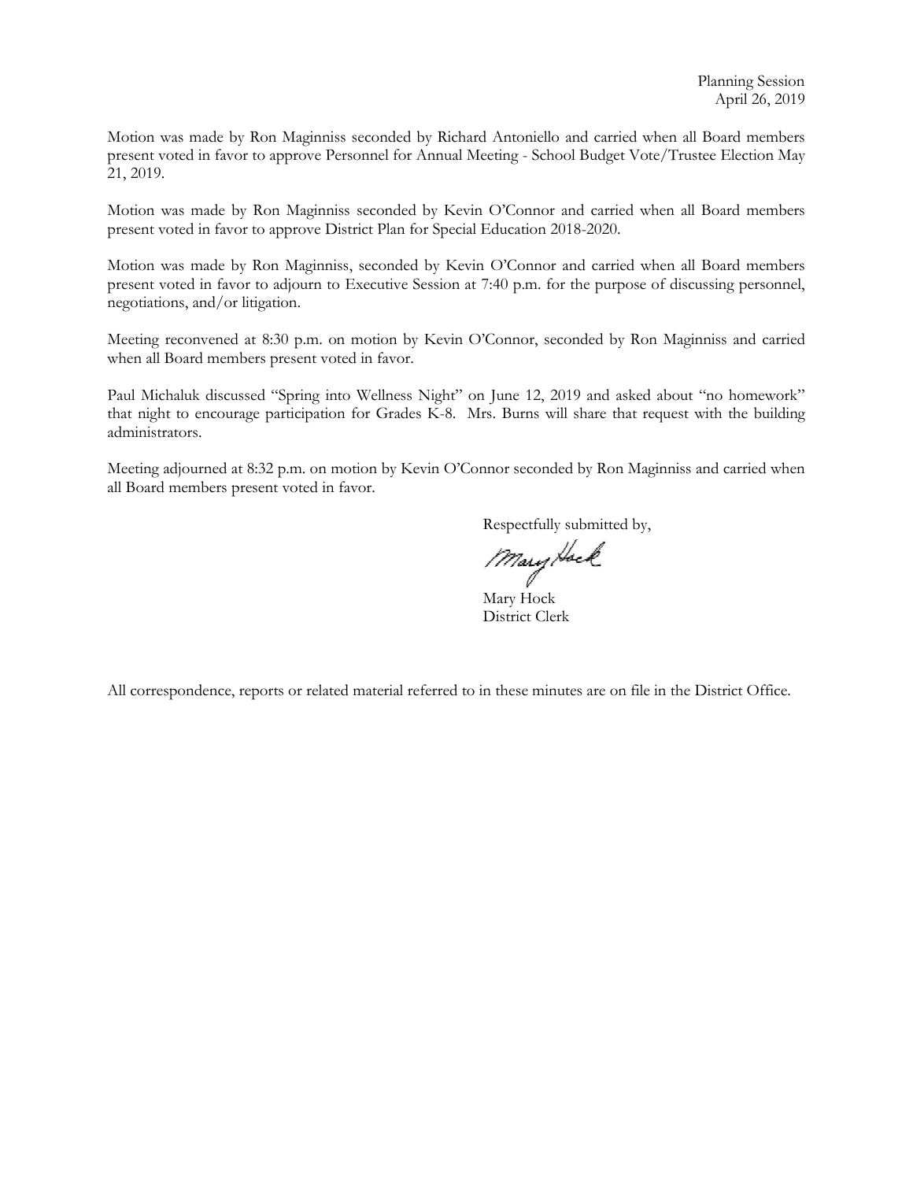Motion was made by Ron Maginniss seconded by Richard Antoniello and carried when all Board members present voted in favor to approve Personnel for Annual Meeting - School Budget Vote/Trustee Election May 21, 2019.

Motion was made by Ron Maginniss seconded by Kevin O'Connor and carried when all Board members present voted in favor to approve District Plan for Special Education 2018-2020.

Motion was made by Ron Maginniss, seconded by Kevin O'Connor and carried when all Board members present voted in favor to adjourn to Executive Session at 7:40 p.m. for the purpose of discussing personnel, negotiations, and/or litigation.

Meeting reconvened at 8:30 p.m. on motion by Kevin O'Connor, seconded by Ron Maginniss and carried when all Board members present voted in favor.

Paul Michaluk discussed "Spring into Wellness Night" on June 12, 2019 and asked about "no homework" that night to encourage participation for Grades K-8. Mrs. Burns will share that request with the building administrators.

Meeting adjourned at 8:32 p.m. on motion by Kevin O'Connor seconded by Ron Maginniss and carried when all Board members present voted in favor.

Respectfully submitted by,

Mary Hock
District Clerk

All correspondence, reports or related material referred to in these minutes are on file in the District Office.